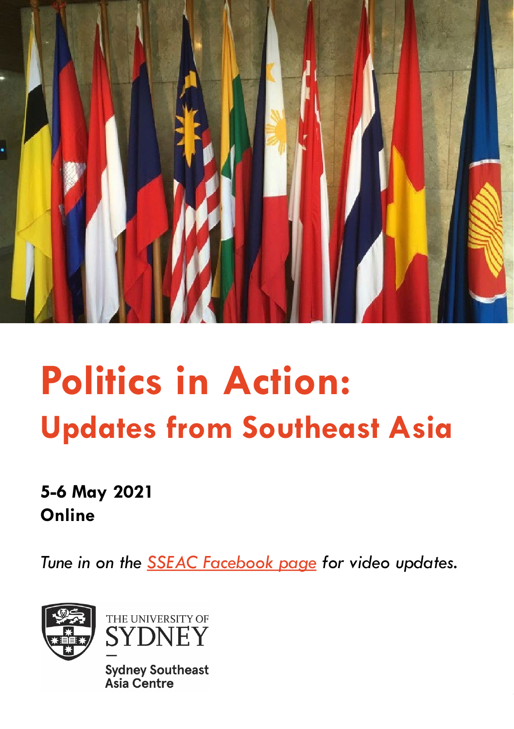# Politics in Action:
## Updates from Southeast Asia

**5-6 May 2021**
**Online**

*Tune in on the SSEAC Facebook page for video updates.*

THE UNIVERSITY OF SYDNEY

Sydney Southeast Asia Centre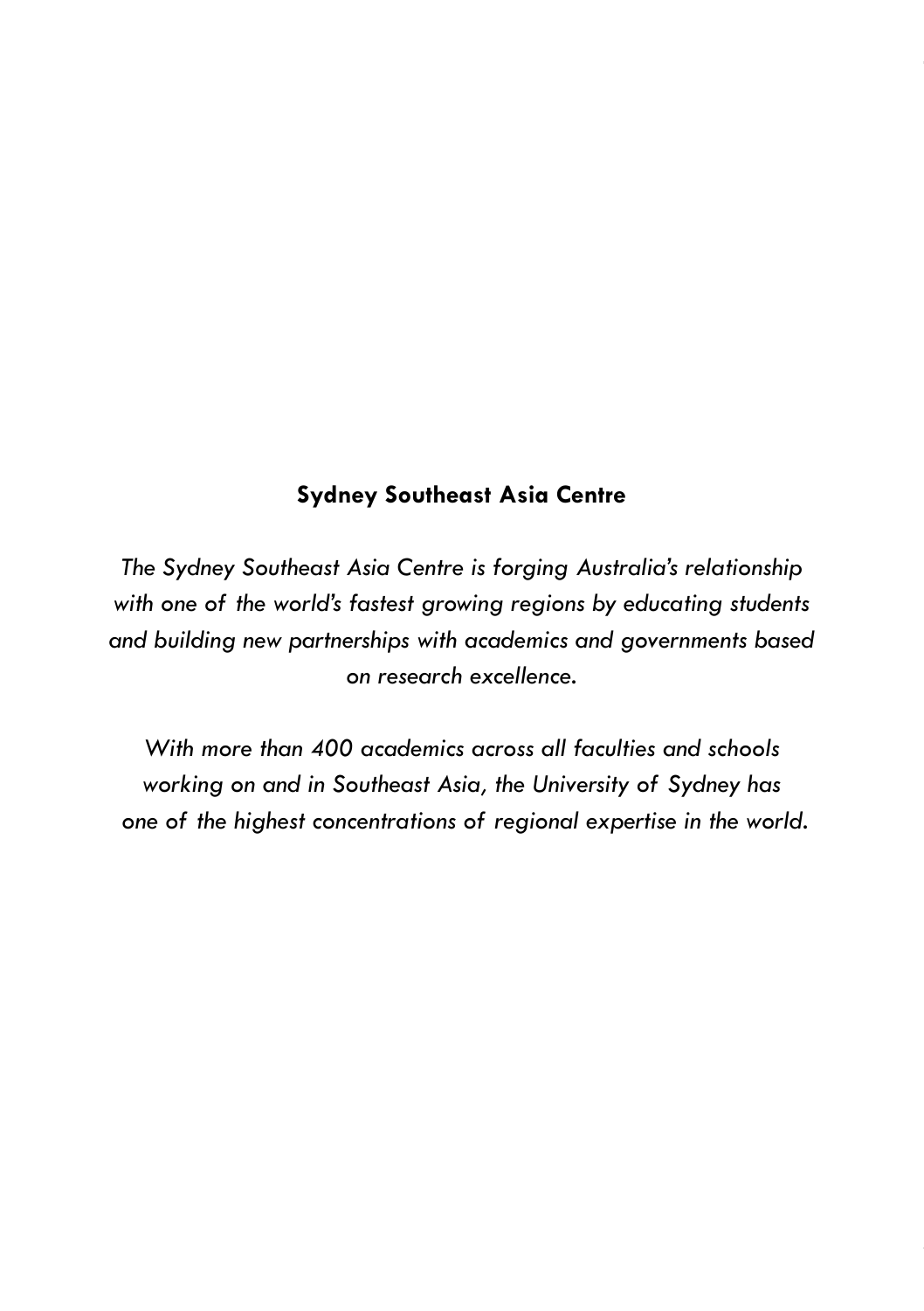**Sydney Southeast Asia Centre**

*The Sydney Southeast Asia Centre is forging Australia's relationship with one of the world's fastest growing regions by educating students and building new partnerships with academics and governments based on research excellence.*

*With more than 400 academics across all faculties and schools working on and in Southeast Asia, the University of Sydney has one of the highest concentrations of regional expertise in the world.*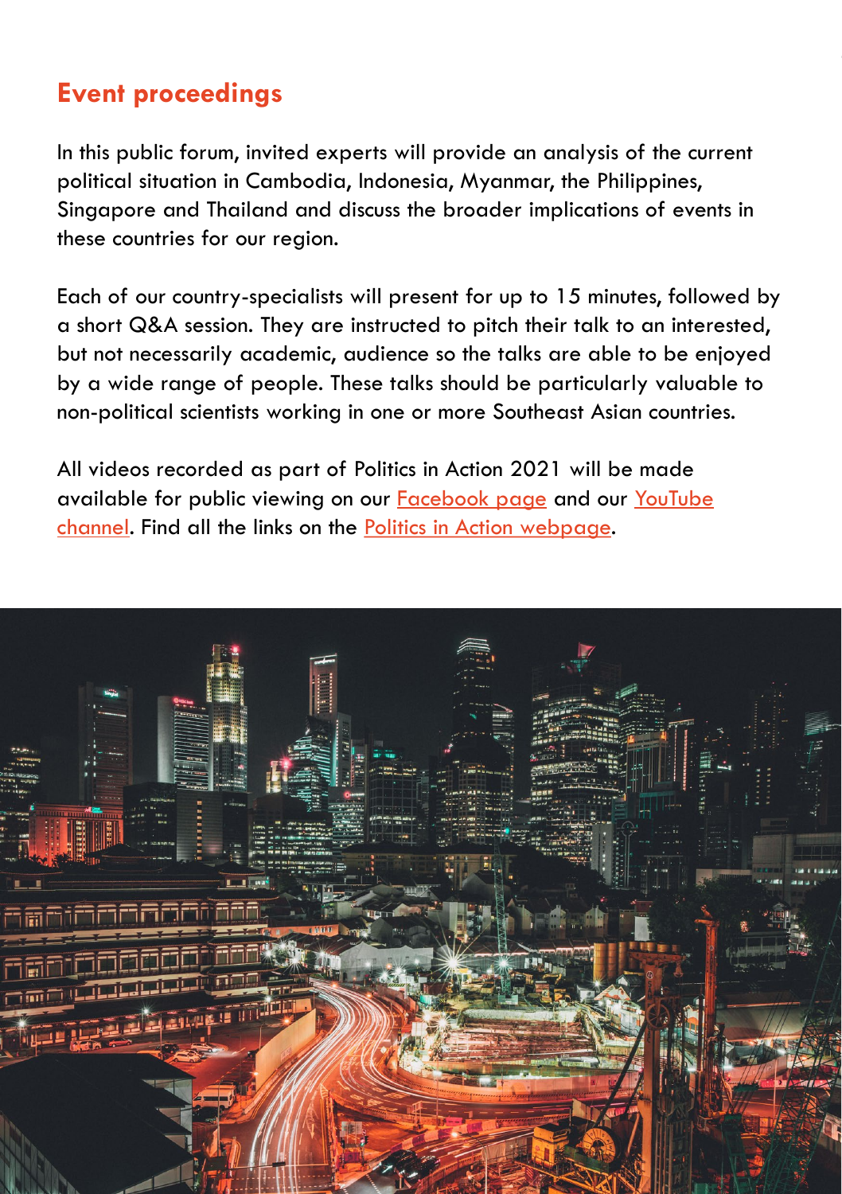## Event proceedings

In this public forum, invited experts will provide an analysis of the current political situation in Cambodia, Indonesia, Myanmar, the Philippines, Singapore and Thailand and discuss the broader implications of events in these countries for our region.

Each of our country-specialists will present for up to 15 minutes, followed by a short Q&A session. They are instructed to pitch their talk to an interested, but not necessarily academic, audience so the talks are able to be enjoyed by a wide range of people. These talks should be particularly valuable to non-political scientists working in one or more Southeast Asian countries.

All videos recorded as part of Politics in Action 2021 will be made available for public viewing on our Facebook page and our YouTube channel. Find all the links on the Politics in Action webpage.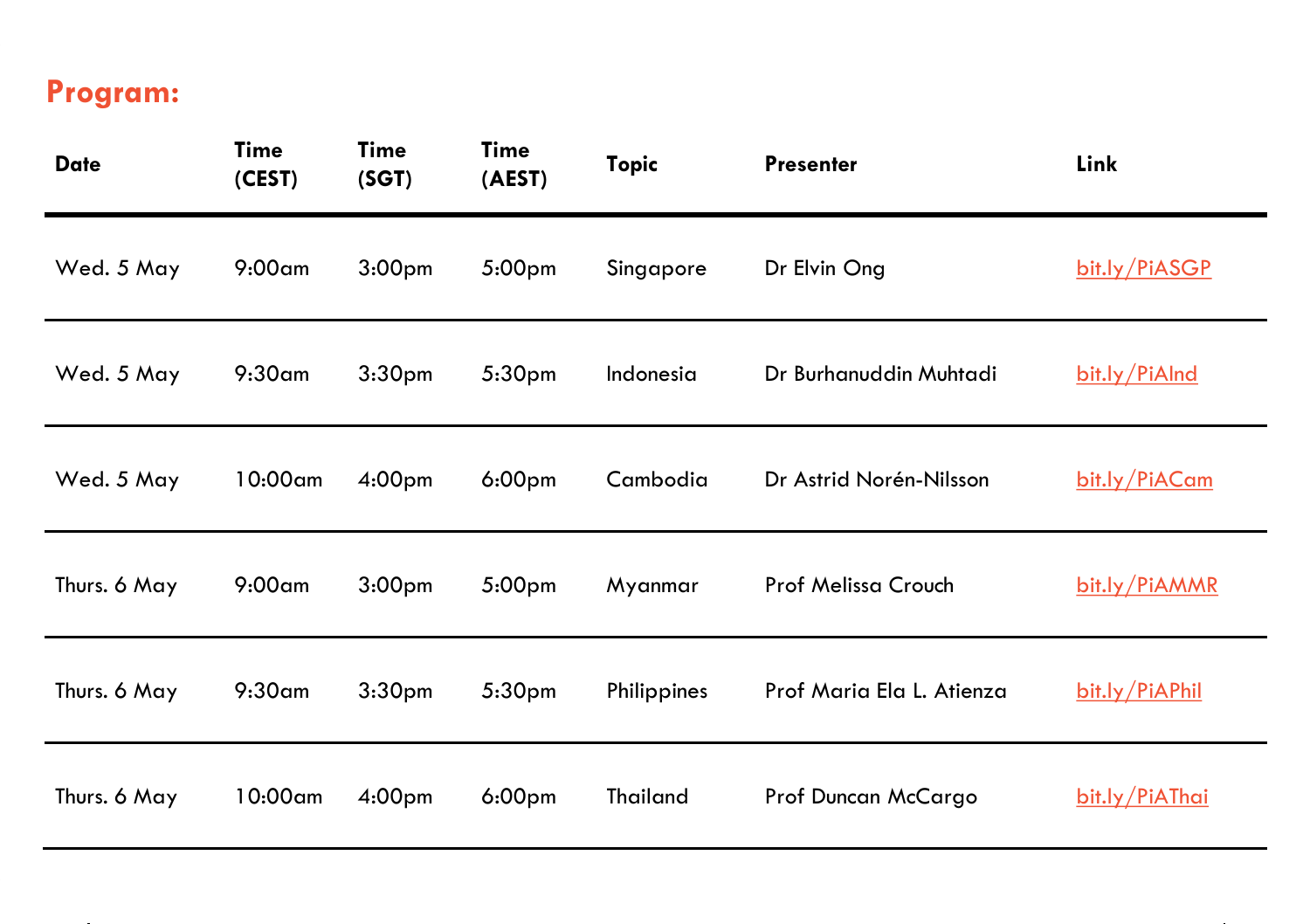## Program:

| Date | Time (CEST) | Time (SGT) | Time (AEST) | Topic | Presenter | Link |
|---|---|---|---|---|---|---|
| Wed. 5 May | 9:00am | 3:00pm | 5:00pm | Singapore | Dr Elvin Ong | bit.ly/PiASGP |
| Wed. 5 May | 9:30am | 3:30pm | 5:30pm | Indonesia | Dr Burhanuddin Muhtadi | bit.ly/PiAInd |
| Wed. 5 May | 10:00am | 4:00pm | 6:00pm | Cambodia | Dr Astrid Norén-Nilsson | bit.ly/PiACam |
| Thurs. 6 May | 9:00am | 3:00pm | 5:00pm | Myanmar | Prof Melissa Crouch | bit.ly/PiAMMR |
| Thurs. 6 May | 9:30am | 3:30pm | 5:30pm | Philippines | Prof Maria Ela L. Atienza | bit.ly/PiAPhil |
| Thurs. 6 May | 10:00am | 4:00pm | 6:00pm | Thailand | Prof Duncan McCargo | bit.ly/PiAThai |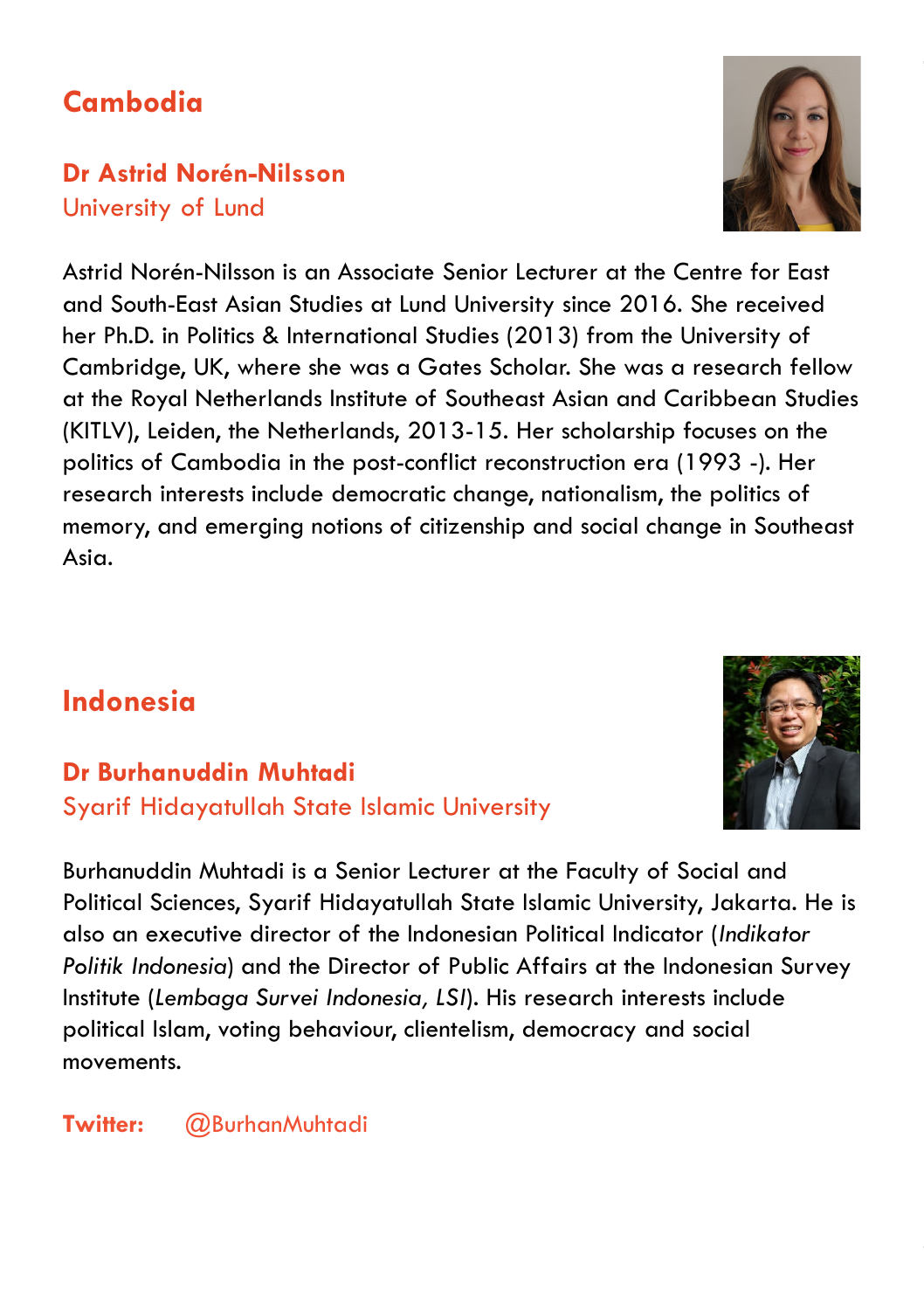## Cambodia

### Dr Astrid Norén-Nilsson

University of Lund

Astrid Norén-Nilsson is an Associate Senior Lecturer at the Centre for East and South-East Asian Studies at Lund University since 2016. She received her Ph.D. in Politics & International Studies (2013) from the University of Cambridge, UK, where she was a Gates Scholar. She was a research fellow at the Royal Netherlands Institute of Southeast Asian and Caribbean Studies (KITLV), Leiden, the Netherlands, 2013-15. Her scholarship focuses on the politics of Cambodia in the post-conflict reconstruction era (1993 -). Her research interests include democratic change, nationalism, the politics of memory, and emerging notions of citizenship and social change in Southeast Asia.

## Indonesia

### Dr Burhanuddin Muhtadi

Syarif Hidayatullah State Islamic University

Burhanuddin Muhtadi is a Senior Lecturer at the Faculty of Social and Political Sciences, Syarif Hidayatullah State Islamic University, Jakarta. He is also an executive director of the Indonesian Political Indicator (*Indikator Politik Indonesia*) and the Director of Public Affairs at the Indonesian Survey Institute (*Lembaga Survei Indonesia, LSI*). His research interests include political Islam, voting behaviour, clientelism, democracy and social movements.

**Twitter:** @BurhanMuhtadi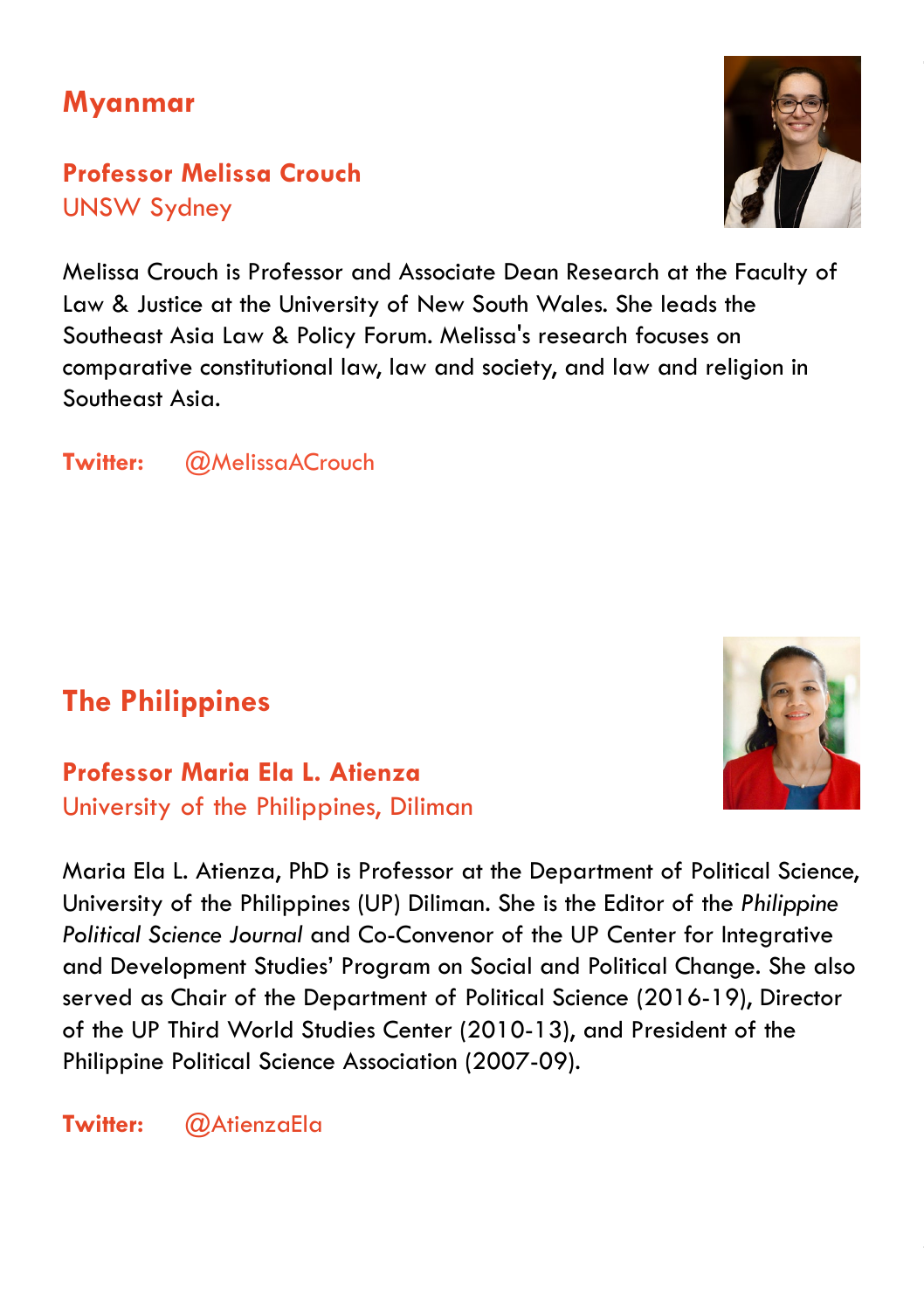## Myanmar

### Professor Melissa Crouch

UNSW Sydney

Melissa Crouch is Professor and Associate Dean Research at the Faculty of Law & Justice at the University of New South Wales. She leads the Southeast Asia Law & Policy Forum. Melissa's research focuses on comparative constitutional law, law and society, and law and religion in Southeast Asia.

**Twitter:** @MelissaACrouch

## The Philippines

### Professor Maria Ela L. Atienza

University of the Philippines, Diliman

Maria Ela L. Atienza, PhD is Professor at the Department of Political Science, University of the Philippines (UP) Diliman. She is the Editor of the *Philippine Political Science Journal* and Co-Convenor of the UP Center for Integrative and Development Studies' Program on Social and Political Change. She also served as Chair of the Department of Political Science (2016-19), Director of the UP Third World Studies Center (2010-13), and President of the Philippine Political Science Association (2007-09).

**Twitter:** @AtienzaEla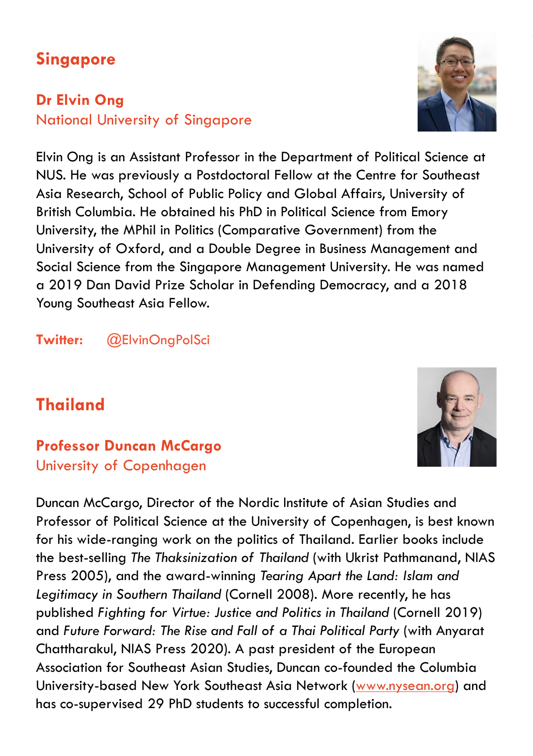## Singapore

### Dr Elvin Ong
National University of Singapore

Elvin Ong is an Assistant Professor in the Department of Political Science at NUS. He was previously a Postdoctoral Fellow at the Centre for Southeast Asia Research, School of Public Policy and Global Affairs, University of British Columbia. He obtained his PhD in Political Science from Emory University, the MPhil in Politics (Comparative Government) from the University of Oxford, and a Double Degree in Business Management and Social Science from the Singapore Management University. He was named a 2019 Dan David Prize Scholar in Defending Democracy, and a 2018 Young Southeast Asia Fellow.

**Twitter:** @ElvinOngPolSci

## Thailand

### Professor Duncan McCargo
University of Copenhagen

Duncan McCargo, Director of the Nordic Institute of Asian Studies and Professor of Political Science at the University of Copenhagen, is best known for his wide-ranging work on the politics of Thailand. Earlier books include the best-selling *The Thaksinization of Thailand* (with Ukrist Pathmanand, NIAS Press 2005), and the award-winning *Tearing Apart the Land: Islam and Legitimacy in Southern Thailand* (Cornell 2008). More recently, he has published *Fighting for Virtue: Justice and Politics in Thailand* (Cornell 2019) and *Future Forward: The Rise and Fall of a Thai Political Party* (with Anyarat Chattharakul, NIAS Press 2020). A past president of the European Association for Southeast Asian Studies, Duncan co-founded the Columbia University-based New York Southeast Asia Network (www.nysean.org) and has co-supervised 29 PhD students to successful completion.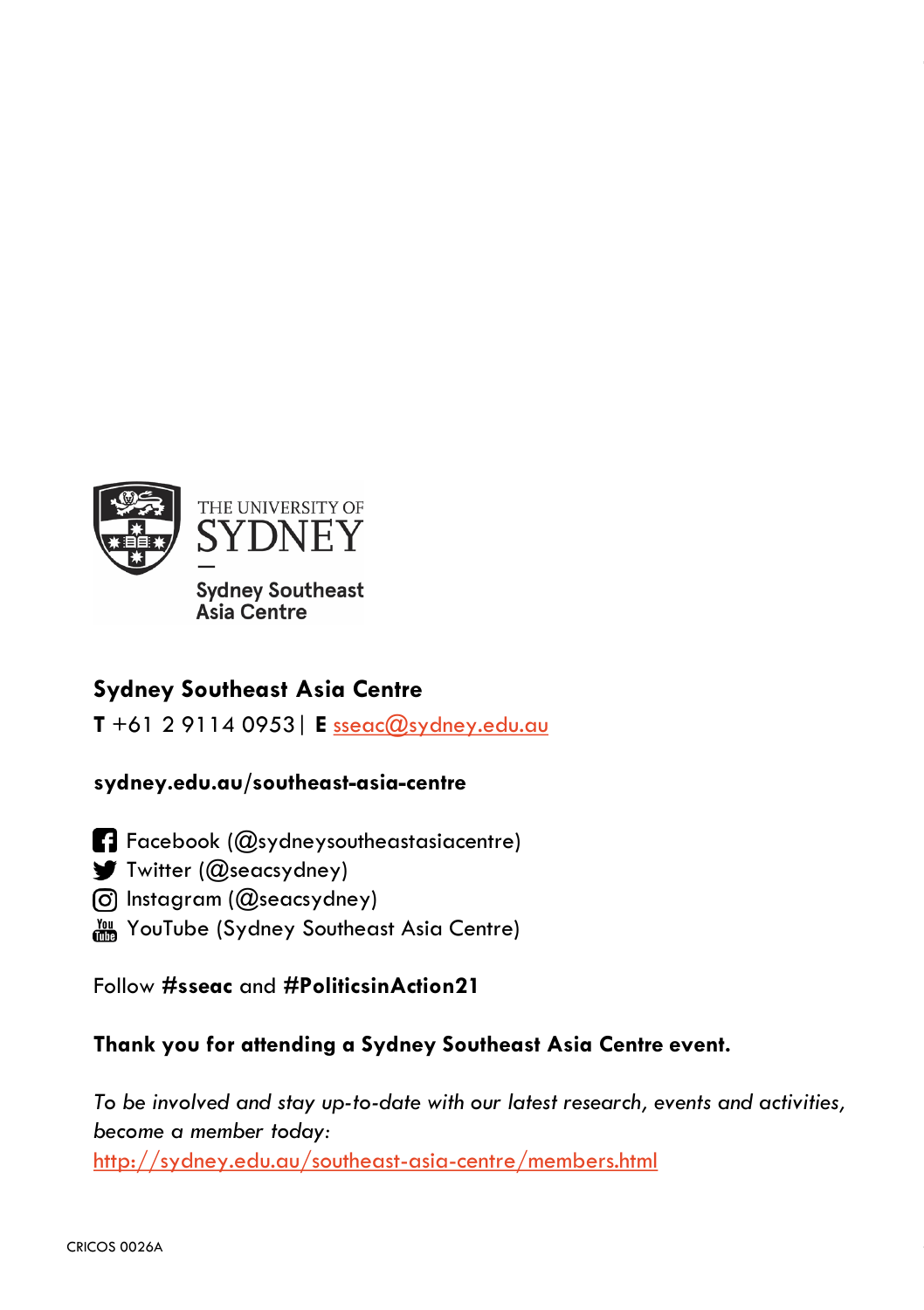THE UNIVERSITY OF SYDNEY

Sydney Southeast Asia Centre

**Sydney Southeast Asia Centre**

**T** +61 2 9114 0953 | **E** sseac@sydney.edu.au

**sydney.edu.au/southeast-asia-centre**

Facebook (@sydneysoutheastasiacentre)
Twitter (@seacsydney)
Instagram (@seacsydney)
YouTube (Sydney Southeast Asia Centre)

Follow **#sseac** and **#PoliticsinAction21**

**Thank you for attending a Sydney Southeast Asia Centre event.**

*To be involved and stay up-to-date with our latest research, events and activities, become a member today:*
http://sydney.edu.au/southeast-asia-centre/members.html

CRICOS 0026A